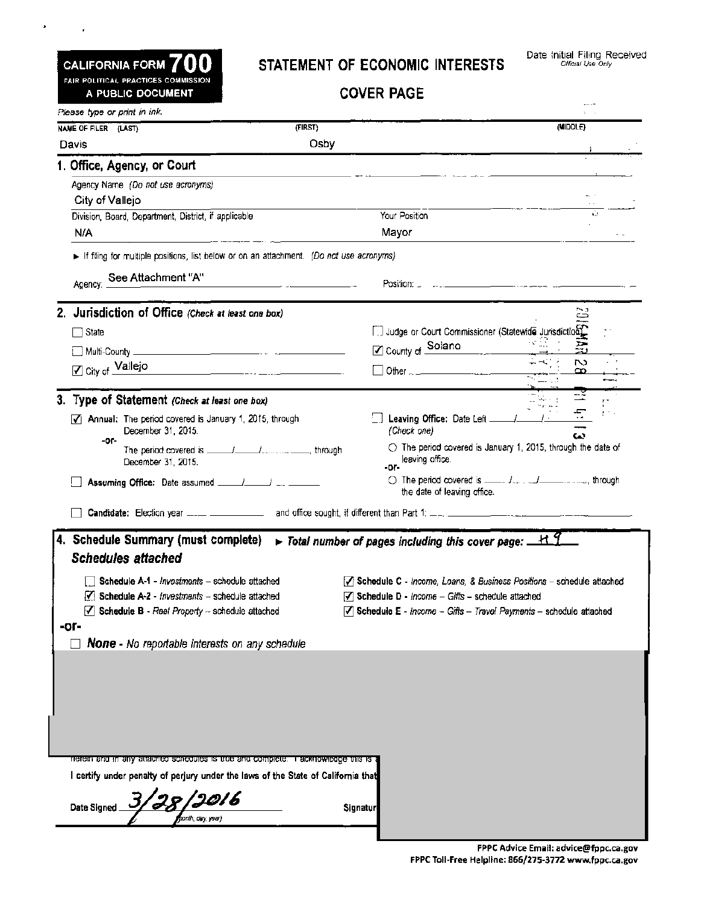**CALIFORNIA FORM 700**
FAIR POLITICAL PRACTICES COMMISSION
A PUBLIC DOCUMENT

# STATEMENT OF ECONOMIC INTERESTS

## COVER PAGE

Date Initial Filing Received
*Official Use Only*

*Please type or print in ink.*

| NAME OF FILER (LAST) | (FIRST) | (MIDDLE) |
|---|---|---|
| Davis | Osby | |

## 1. Office, Agency, or Court

Agency Name *(Do not use acronyms)*
City of Vallejo

| Division, Board, Department, District, if applicable | Your Position |
|---|---|
| N/A | Mayor |

► If filing for multiple positions, list below or on an attachment. *(Do not use acronyms)*

Agency: See Attachment "A" Position: ______

## 2. Jurisdiction of Office *(Check at least one box)*

☐ State
☐ Judge or Court Commissioner (Statewide Jurisdiction)
☐ Multi-County ______
☑ County of Solano
☑ City of Vallejo
☐ Other ______

2016 MAR 28 PM 4:13

## 3. Type of Statement *(Check at least one box)*

☑ **Annual:** The period covered is January 1, 2015, through December 31, 2015.
-or-
The period covered is ___/___/______, through December 31, 2015.

☐ **Leaving Office:** Date Left ___/___/______
*(Check one)*
○ The period covered is January 1, 2015, through the date of leaving office.
-or-
○ The period covered is ___/___/______, through the date of leaving office.

☐ **Assuming Office:** Date assumed ___/___/______

☐ **Candidate:** Election year ______ and office sought, if different than Part 1: ______

## 4. Schedule Summary (must complete) ► *Total number of pages including this cover page:* 49

### Schedules attached

☐ **Schedule A-1** - *Investments* – schedule attached
☑ **Schedule A-2** - *Investments* – schedule attached
☑ **Schedule B** - *Real Property* – schedule attached
☑ **Schedule C** - *Income, Loans, & Business Positions* – schedule attached
☑ **Schedule D** - *Income – Gifts* – schedule attached
☑ **Schedule E** - *Income – Gifts – Travel Payments* – schedule attached

-or-

☐ **None** - No reportable interests on any schedule

herein and in any attached schedules is true and complete. I acknowledge this is

I certify under penalty of perjury under the laws of the State of California that

Date Signed 3/28/2016
(month, day, year)

Signatur

FPPC Advice Email: advice@fppc.ca.gov
FPPC Toll-Free Helpline: 866/275-3772 www.fppc.ca.gov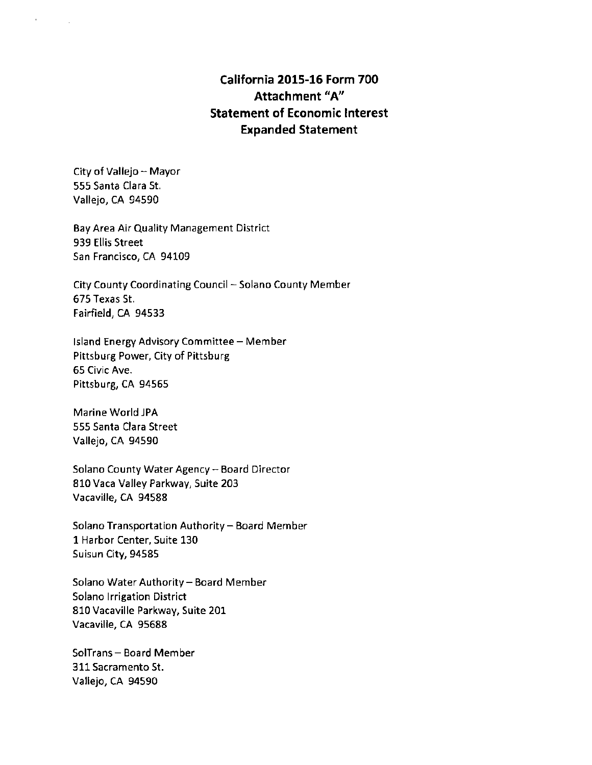# California 2015-16 Form 700
# Attachment "A"
# Statement of Economic Interest
# Expanded Statement

City of Vallejo – Mayor
555 Santa Clara St.
Vallejo, CA 94590

Bay Area Air Quality Management District
939 Ellis Street
San Francisco, CA 94109

City County Coordinating Council – Solano County Member
675 Texas St.
Fairfield, CA 94533

Island Energy Advisory Committee – Member
Pittsburg Power, City of Pittsburg
65 Civic Ave.
Pittsburg, CA 94565

Marine World JPA
555 Santa Clara Street
Vallejo, CA 94590

Solano County Water Agency – Board Director
810 Vaca Valley Parkway, Suite 203
Vacaville, CA 94588

Solano Transportation Authority – Board Member
1 Harbor Center, Suite 130
Suisun City, 94585

Solano Water Authority – Board Member
Solano Irrigation District
810 Vacaville Parkway, Suite 201
Vacaville, CA 95688

SolTrans – Board Member
311 Sacramento St.
Vallejo, CA 94590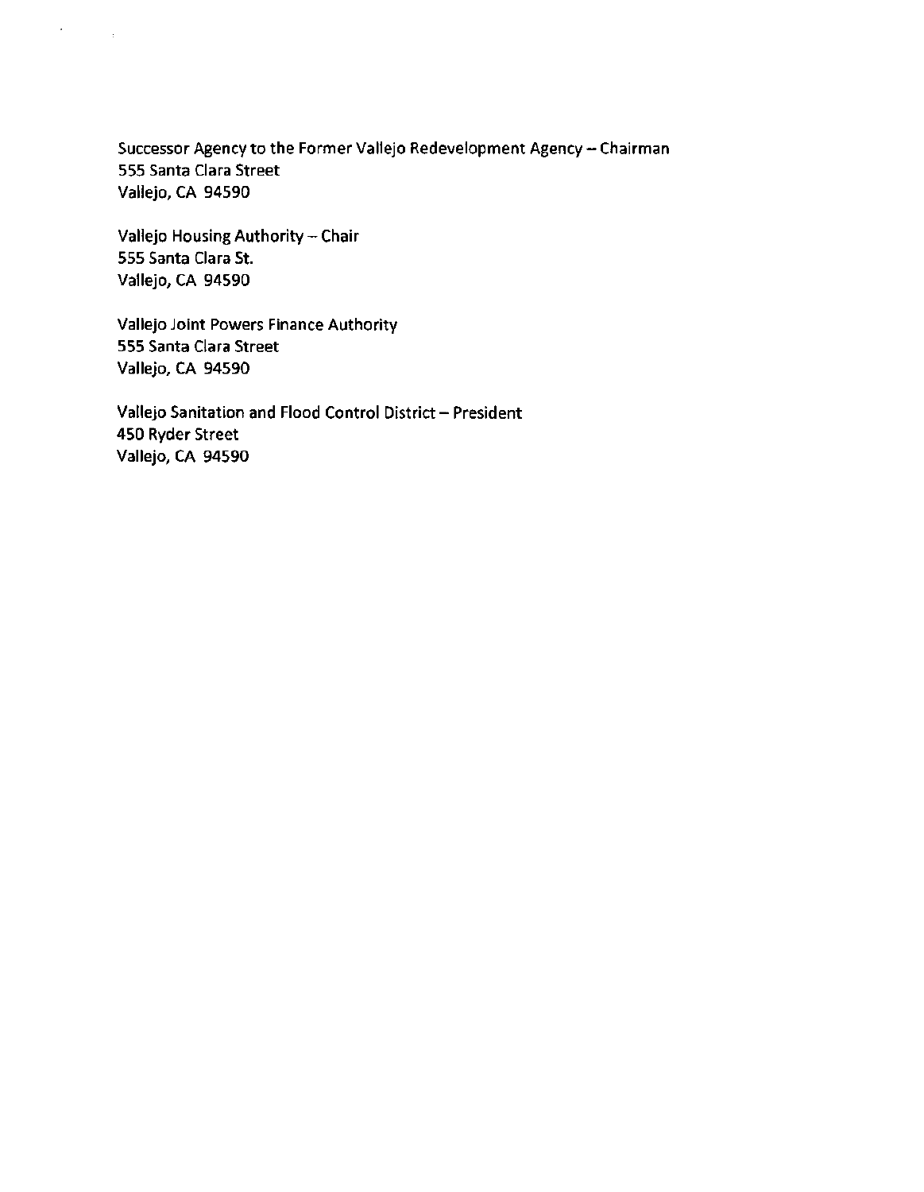Successor Agency to the Former Vallejo Redevelopment Agency – Chairman
555 Santa Clara Street
Vallejo, CA 94590

Vallejo Housing Authority – Chair
555 Santa Clara St.
Vallejo, CA 94590

Vallejo Joint Powers Finance Authority
555 Santa Clara Street
Vallejo, CA 94590

Vallejo Sanitation and Flood Control District – President
450 Ryder Street
Vallejo, CA 94590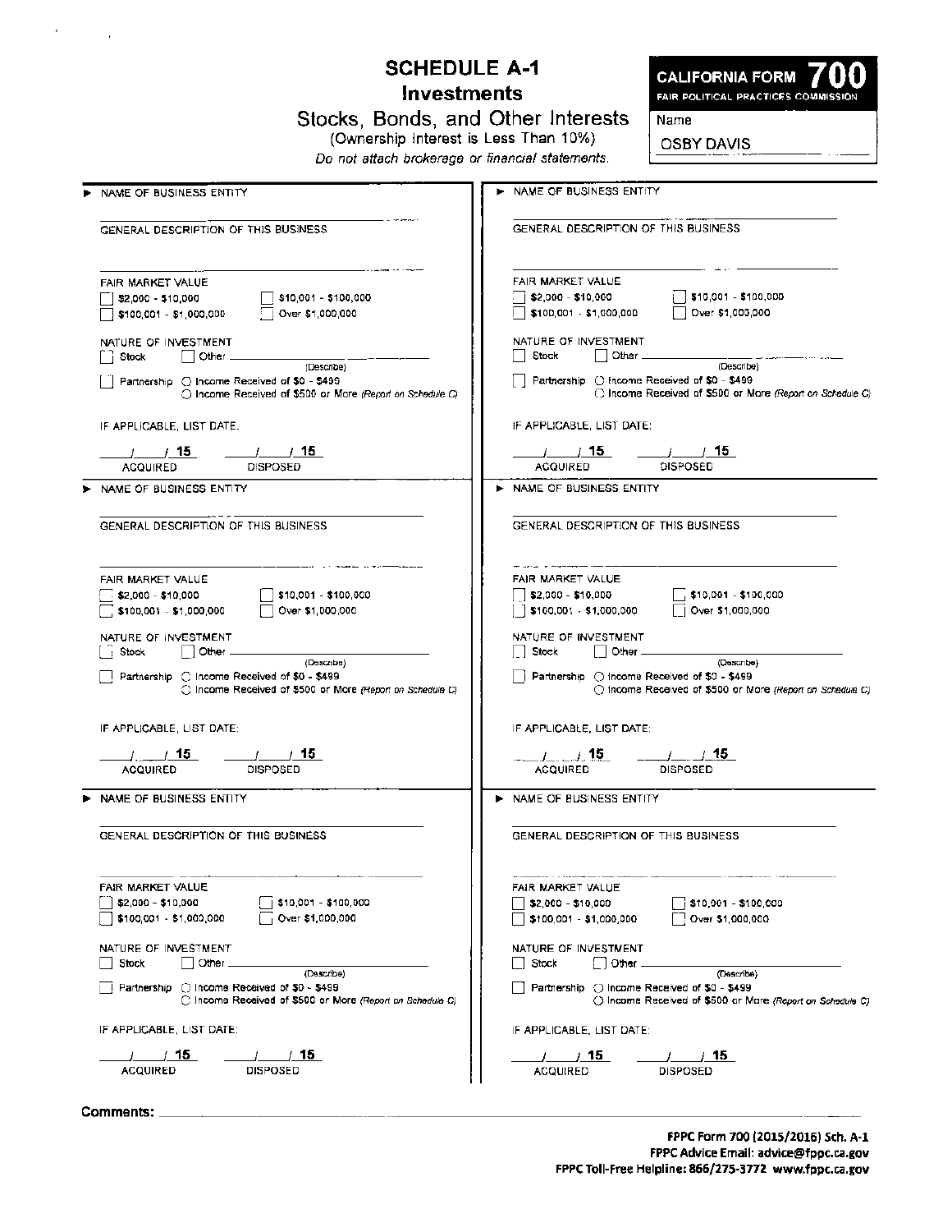# SCHEDULE A-1
## Investments
### Stocks, Bonds, and Other Interests
(Ownership Interest is Less Than 10%)

*Do not attach brokerage or financial statements.*

**CALIFORNIA FORM 700**
FAIR POLITICAL PRACTICES COMMISSION

Name: OSBY DAVIS

---

► NAME OF BUSINESS ENTITY

GENERAL DESCRIPTION OF THIS BUSINESS

FAIR MARKET VALUE
- [ ] $2,000 - $10,000
- [ ] $10,001 - $100,000
- [ ] $100,001 - $1,000,000
- [ ] Over $1,000,000

NATURE OF INVESTMENT
- [ ] Stock
- [ ] Other ______ (Describe)
- [ ] Partnership ○ Income Received of $0 - $499 ○ Income Received of $500 or More *(Report on Schedule C)*

IF APPLICABLE, LIST DATE:

___/___/ 15 ACQUIRED ___/___/ 15 DISPOSED

---

► NAME OF BUSINESS ENTITY

GENERAL DESCRIPTION OF THIS BUSINESS

FAIR MARKET VALUE
- [ ] $2,000 - $10,000
- [ ] $10,001 - $100,000
- [ ] $100,001 - $1,000,000
- [ ] Over $1,000,000

NATURE OF INVESTMENT
- [ ] Stock
- [ ] Other ______ (Describe)
- [ ] Partnership ○ Income Received of $0 - $499 ○ Income Received of $500 or More *(Report on Schedule C)*

IF APPLICABLE, LIST DATE:

___/___/ 15 ACQUIRED ___/___/ 15 DISPOSED

---

► NAME OF BUSINESS ENTITY

GENERAL DESCRIPTION OF THIS BUSINESS

FAIR MARKET VALUE
- [ ] $2,000 - $10,000
- [ ] $10,001 - $100,000
- [ ] $100,001 - $1,000,000
- [ ] Over $1,000,000

NATURE OF INVESTMENT
- [ ] Stock
- [ ] Other ______ (Describe)
- [ ] Partnership ○ Income Received of $0 - $499 ○ Income Received of $500 or More *(Report on Schedule C)*

IF APPLICABLE, LIST DATE:

___/___/ 15 ACQUIRED ___/___/ 15 DISPOSED

---

► NAME OF BUSINESS ENTITY

GENERAL DESCRIPTION OF THIS BUSINESS

FAIR MARKET VALUE
- [ ] $2,000 - $10,000
- [ ] $10,001 - $100,000
- [ ] $100,001 - $1,000,000
- [ ] Over $1,000,000

NATURE OF INVESTMENT
- [ ] Stock
- [ ] Other ______ (Describe)
- [ ] Partnership ○ Income Received of $0 - $499 ○ Income Received of $500 or More *(Report on Schedule C)*

IF APPLICABLE, LIST DATE:

___/___/ 15 ACQUIRED ___/___/ 15 DISPOSED

---

► NAME OF BUSINESS ENTITY

GENERAL DESCRIPTION OF THIS BUSINESS

FAIR MARKET VALUE
- [ ] $2,000 - $10,000
- [ ] $10,001 - $100,000
- [ ] $100,001 - $1,000,000
- [ ] Over $1,000,000

NATURE OF INVESTMENT
- [ ] Stock
- [ ] Other ______ (Describe)
- [ ] Partnership ○ Income Received of $0 - $499 ○ Income Received of $500 or More *(Report on Schedule C)*

IF APPLICABLE, LIST DATE:

___/___/ 15 ACQUIRED ___/___/ 15 DISPOSED

---

► NAME OF BUSINESS ENTITY

GENERAL DESCRIPTION OF THIS BUSINESS

FAIR MARKET VALUE
- [ ] $2,000 - $10,000
- [ ] $10,001 - $100,000
- [ ] $100,001 - $1,000,000
- [ ] Over $1,000,000

NATURE OF INVESTMENT
- [ ] Stock
- [ ] Other ______ (Describe)
- [ ] Partnership ○ Income Received of $0 - $499 ○ Income Received of $500 or More *(Report on Schedule C)*

IF APPLICABLE, LIST DATE:

___/___/ 15 ACQUIRED ___/___/ 15 DISPOSED

---

**Comments:** ______

FPPC Form 700 (2015/2016) Sch. A-1
FPPC Advice Email: advice@fppc.ca.gov
FPPC Toll-Free Helpline: 866/275-3772 www.fppc.ca.gov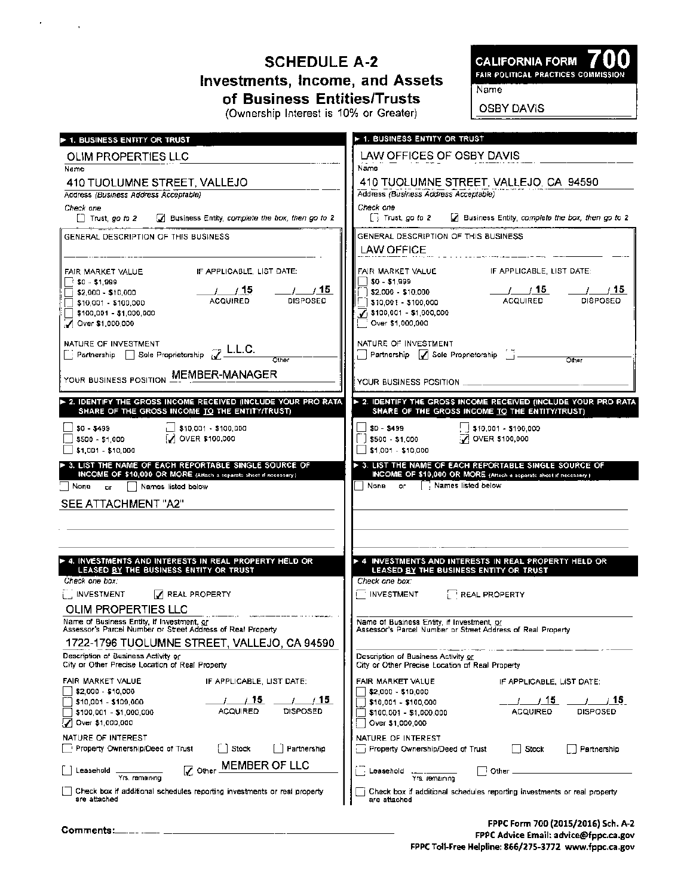# SCHEDULE A-2
## Investments, Income, and Assets of Business Entities/Trusts
(Ownership Interest is 10% or Greater)

**CALIFORNIA FORM 700**
FAIR POLITICAL PRACTICES COMMISSION

Name: OSBY DAVIS

---

### ► 1. BUSINESS ENTITY OR TRUST

OLIM PROPERTIES LLC
Name

410 TUOLUMNE STREET, VALLEJO
Address (Business Address Acceptable)

Check one
- [ ] Trust, go to 2
- [x] Business Entity, complete the box, then go to 2

GENERAL DESCRIPTION OF THIS BUSINESS

FAIR MARKET VALUE
- [ ] $0 - $1,999
- [ ] $2,000 - $10,000
- [ ] $10,001 - $100,000
- [ ] $100,001 - $1,000,000
- [x] Over $1,000,000

IF APPLICABLE, LIST DATE:
___/___/15 ACQUIRED ___/___/15 DISPOSED

NATURE OF INVESTMENT
- [ ] Partnership
- [ ] Sole Proprietorship
- [x] L.L.C. (Other)

YOUR BUSINESS POSITION: MEMBER-MANAGER

### ► 2. IDENTIFY THE GROSS INCOME RECEIVED (INCLUDE YOUR PRO RATA SHARE OF THE GROSS INCOME TO THE ENTITY/TRUST)

- [ ] $0 - $499
- [ ] $500 - $1,000
- [ ] $1,001 - $10,000
- [ ] $10,001 - $100,000
- [x] OVER $100,000

### ► 3. LIST THE NAME OF EACH REPORTABLE SINGLE SOURCE OF INCOME OF $10,000 OR MORE (Attach a separate sheet if necessary.)

- [ ] None or
- [ ] Names listed below

SEE ATTACHMENT "A2"

### ► 4. INVESTMENTS AND INTERESTS IN REAL PROPERTY HELD OR LEASED BY THE BUSINESS ENTITY OR TRUST

Check one box:
- [ ] INVESTMENT
- [x] REAL PROPERTY

OLIM PROPERTIES LLC
Name of Business Entity, if Investment, or Assessor's Parcel Number or Street Address of Real Property

1722-1796 TUOLUMNE STREET, VALLEJO, CA 94590
Description of Business Activity or City or Other Precise Location of Real Property

FAIR MARKET VALUE
- [ ] $2,000 - $10,000
- [ ] $10,001 - $100,000
- [ ] $100,001 - $1,000,000
- [x] Over $1,000,000

IF APPLICABLE, LIST DATE:
___/___/15 ACQUIRED ___/___/15 DISPOSED

NATURE OF INTEREST
- [ ] Property Ownership/Deed of Trust
- [ ] Stock
- [ ] Partnership
- [ ] Leasehold ______ Yrs. remaining
- [x] Other MEMBER OF LLC

- [ ] Check box if additional schedules reporting investments or real property are attached

---

### ► 1. BUSINESS ENTITY OR TRUST

LAW OFFICES OF OSBY DAVIS
Name

410 TUOLUMNE STREET, VALLEJO, CA 94590
Address (Business Address Acceptable)

Check one
- [ ] Trust, go to 2
- [x] Business Entity, complete the box, then go to 2

GENERAL DESCRIPTION OF THIS BUSINESS
LAW OFFICE

FAIR MARKET VALUE
- [ ] $0 - $1,999
- [ ] $2,000 - $10,000
- [ ] $10,001 - $100,000
- [x] $100,001 - $1,000,000
- [ ] Over $1,000,000

IF APPLICABLE, LIST DATE:
___/___/15 ACQUIRED ___/___/15 DISPOSED

NATURE OF INVESTMENT
- [ ] Partnership
- [x] Sole Proprietorship
- [ ] Other

YOUR BUSINESS POSITION ______

### ► 2. IDENTIFY THE GROSS INCOME RECEIVED (INCLUDE YOUR PRO RATA SHARE OF THE GROSS INCOME TO THE ENTITY/TRUST)

- [ ] $0 - $499
- [ ] $500 - $1,000
- [ ] $1,001 - $10,000
- [ ] $10,001 - $100,000
- [x] OVER $100,000

### ► 3. LIST THE NAME OF EACH REPORTABLE SINGLE SOURCE OF INCOME OF $10,000 OR MORE (Attach a separate sheet if necessary.)

- [ ] None or
- [ ] Names listed below

### ► 4. INVESTMENTS AND INTERESTS IN REAL PROPERTY HELD OR LEASED BY THE BUSINESS ENTITY OR TRUST

Check one box:
- [ ] INVESTMENT
- [ ] REAL PROPERTY

Name of Business Entity, if Investment, or Assessor's Parcel Number or Street Address of Real Property

Description of Business Activity or City or Other Precise Location of Real Property

FAIR MARKET VALUE
- [ ] $2,000 - $10,000
- [ ] $10,001 - $100,000
- [ ] $100,001 - $1,000,000
- [ ] Over $1,000,000

IF APPLICABLE, LIST DATE:
___/___/15 ACQUIRED ___/___/15 DISPOSED

NATURE OF INTEREST
- [ ] Property Ownership/Deed of Trust
- [ ] Stock
- [ ] Partnership
- [ ] Leasehold ______ Yrs. remaining
- [ ] Other ______

- [ ] Check box if additional schedules reporting investments or real property are attached

---

Comments: ______

FPPC Form 700 (2015/2016) Sch. A-2
FPPC Advice Email: advice@fppc.ca.gov
FPPC Toll-Free Helpline: 866/275-3772 www.fppc.ca.gov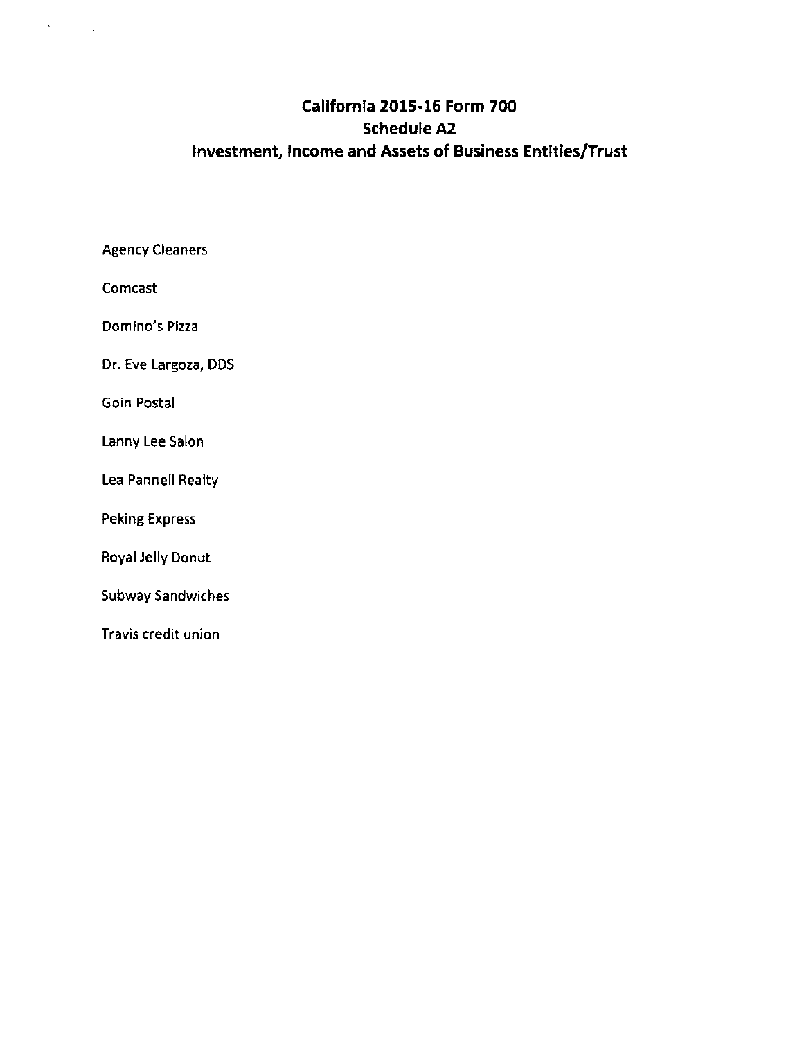# California 2015-16 Form 700
## Schedule A2
## Investment, Income and Assets of Business Entities/Trust

Agency Cleaners

Comcast

Domino's Pizza

Dr. Eve Largoza, DDS

Goin Postal

Lanny Lee Salon

Lea Pannell Realty

Peking Express

Royal Jelly Donut

Subway Sandwiches

Travis credit union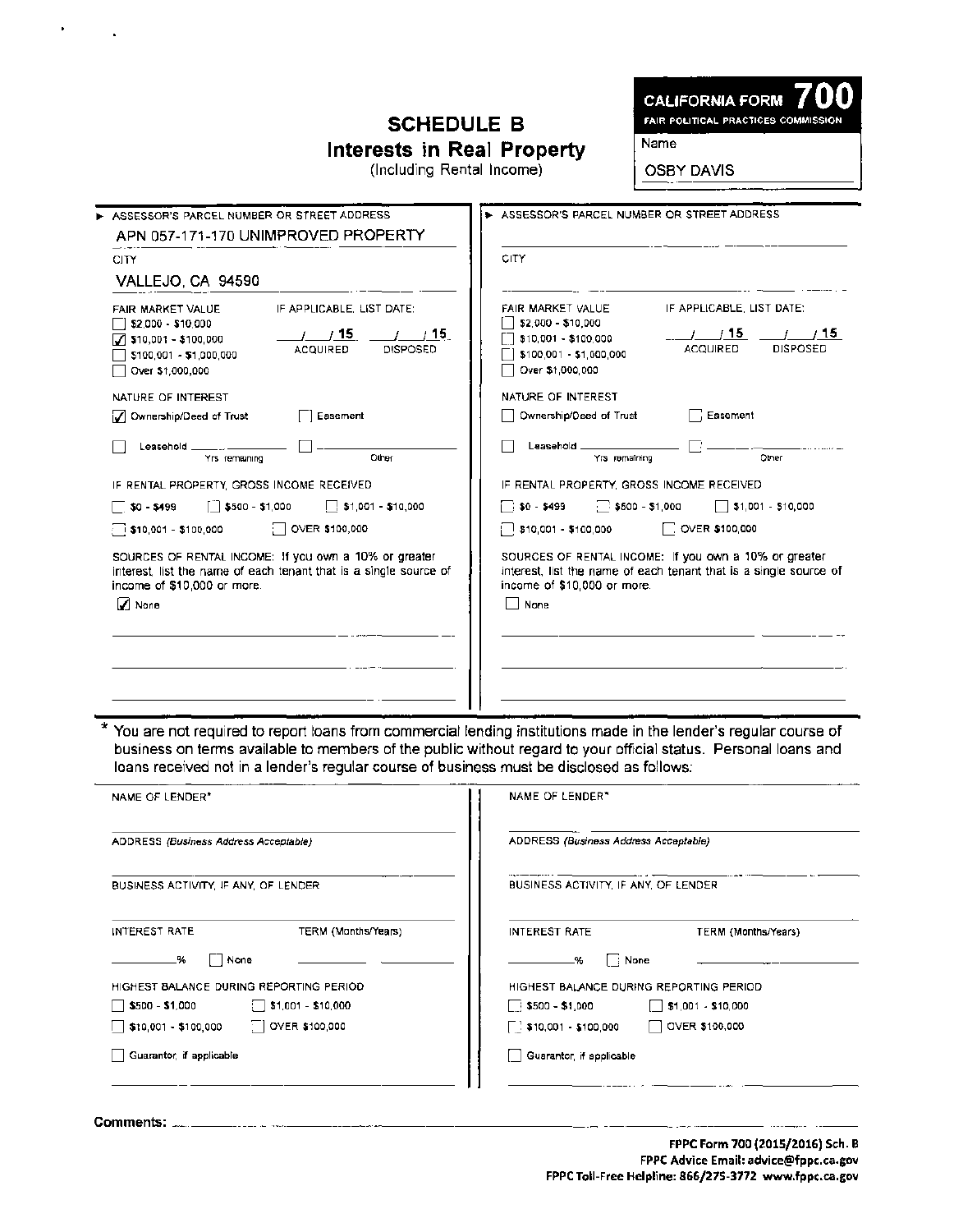# SCHEDULE B
## Interests in Real Property
(Including Rental Income)

**CALIFORNIA FORM 700**
FAIR POLITICAL PRACTICES COMMISSION

Name: OSBY DAVIS

---

**ASSESSOR'S PARCEL NUMBER OR STREET ADDRESS**
APN 057-171-170 UNIMPROVED PROPERTY

**CITY**
VALLEJO, CA 94590

**FAIR MARKET VALUE**
- [ ] $2,000 - $10,000
- [x] $10,001 - $100,000
- [ ] $100,001 - $1,000,000
- [ ] Over $1,000,000

**IF APPLICABLE, LIST DATE:**
___/___/15 ACQUIRED ___/___/15 DISPOSED

**NATURE OF INTEREST**
- [x] Ownership/Deed of Trust
- [ ] Easement
- [ ] Leasehold ______ Yrs. remaining
- [ ] ______ Other

**IF RENTAL PROPERTY, GROSS INCOME RECEIVED**
- [ ] $0 - $499
- [ ] $500 - $1,000
- [ ] $1,001 - $10,000
- [ ] $10,001 - $100,000
- [ ] OVER $100,000

**SOURCES OF RENTAL INCOME:** If you own a 10% or greater interest, list the name of each tenant that is a single source of income of $10,000 or more.
- [x] None

---

**ASSESSOR'S PARCEL NUMBER OR STREET ADDRESS**
______

**CITY**
______

**FAIR MARKET VALUE**
- [ ] $2,000 - $10,000
- [ ] $10,001 - $100,000
- [ ] $100,001 - $1,000,000
- [ ] Over $1,000,000

**IF APPLICABLE, LIST DATE:**
___/___/15 ACQUIRED ___/___/15 DISPOSED

**NATURE OF INTEREST**
- [ ] Ownership/Deed of Trust
- [ ] Easement
- [ ] Leasehold ______ Yrs. remaining
- [ ] ______ Other

**IF RENTAL PROPERTY, GROSS INCOME RECEIVED**
- [ ] $0 - $499
- [ ] $500 - $1,000
- [ ] $1,001 - $10,000
- [ ] $10,001 - $100,000
- [ ] OVER $100,000

**SOURCES OF RENTAL INCOME:** If you own a 10% or greater interest, list the name of each tenant that is a single source of income of $10,000 or more.
- [ ] None

---

* You are not required to report loans from commercial lending institutions made in the lender's regular course of business on terms available to members of the public without regard to your official status. Personal loans and loans received not in a lender's regular course of business must be disclosed as follows:

**NAME OF LENDER***
______

**ADDRESS** *(Business Address Acceptable)*
______

**BUSINESS ACTIVITY, IF ANY, OF LENDER**
______

**INTEREST RATE** ______% [ ] None
**TERM (Months/Years)** ______

**HIGHEST BALANCE DURING REPORTING PERIOD**
- [ ] $500 - $1,000
- [ ] $1,001 - $10,000
- [ ] $10,001 - $100,000
- [ ] OVER $100,000

- [ ] Guarantor, if applicable

---

**NAME OF LENDER***
______

**ADDRESS** *(Business Address Acceptable)*
______

**BUSINESS ACTIVITY, IF ANY, OF LENDER**
______

**INTEREST RATE** ______% [ ] None
**TERM (Months/Years)** ______

**HIGHEST BALANCE DURING REPORTING PERIOD**
- [ ] $500 - $1,000
- [ ] $1,001 - $10,000
- [ ] $10,001 - $100,000
- [ ] OVER $100,000

- [ ] Guarantor, if applicable

---

**Comments:** ______

FPPC Form 700 (2015/2016) Sch. B
FPPC Advice Email: advice@fppc.ca.gov
FPPC Toll-Free Helpline: 866/275-3772 www.fppc.ca.gov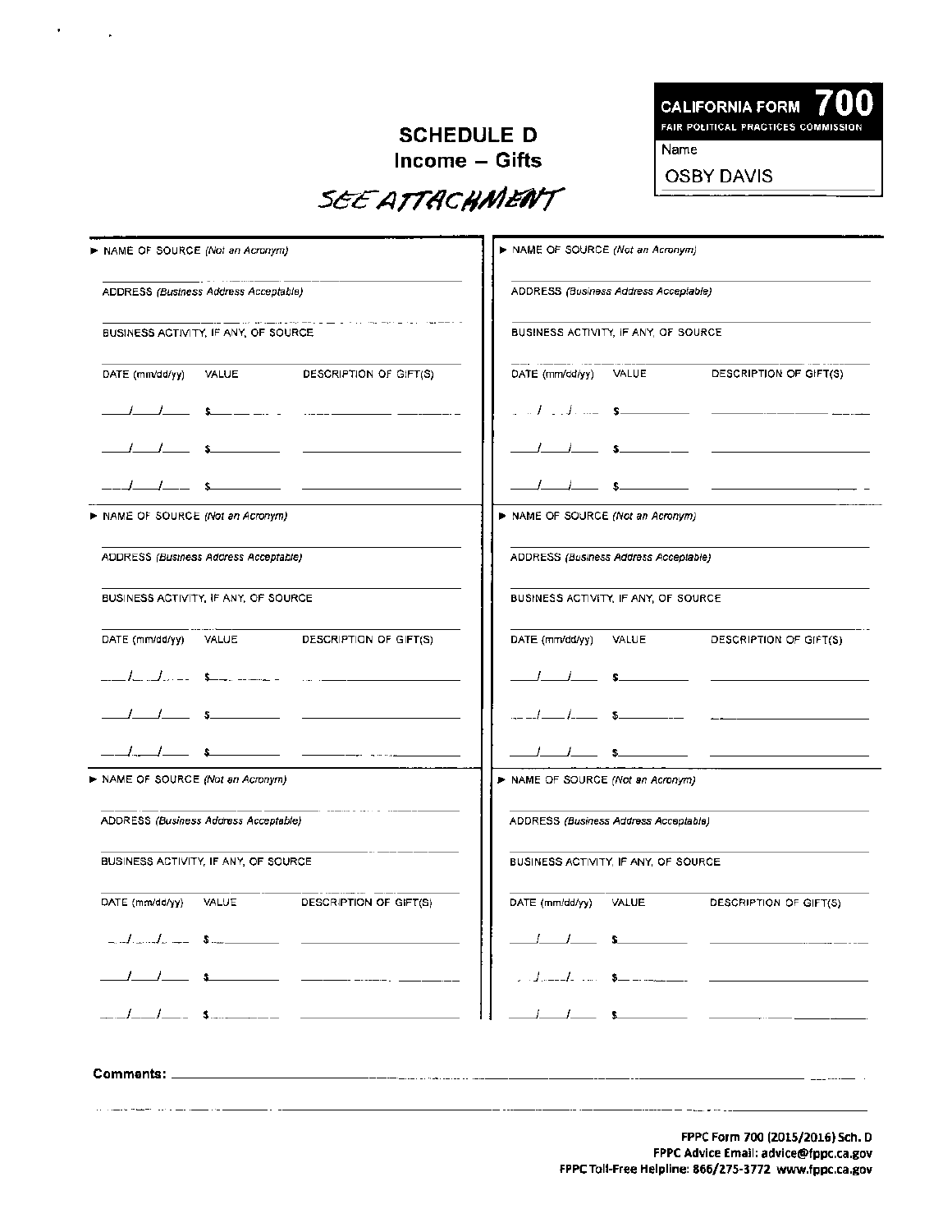**CALIFORNIA FORM 700**
FAIR POLITICAL PRACTICES COMMISSION

Name: OSBY DAVIS

## SCHEDULE D
### Income – Gifts

SEE ATTACHMENT

| ► NAME OF SOURCE *(Not an Acronym)* | ► NAME OF SOURCE *(Not an Acronym)* |
|---|---|
| ADDRESS *(Business Address Acceptable)* | ADDRESS *(Business Address Acceptable)* |
| BUSINESS ACTIVITY, IF ANY, OF SOURCE | BUSINESS ACTIVITY, IF ANY, OF SOURCE |
| DATE (mm/dd/yy) VALUE DESCRIPTION OF GIFT(S) | DATE (mm/dd/yy) VALUE DESCRIPTION OF GIFT(S) |
| ___/___/___ $______ ________ | ___/___/___ $______ ________ |
| ___/___/___ $______ ________ | ___/___/___ $______ ________ |
| ___/___/___ $______ ________ | ___/___/___ $______ ________ |

| ► NAME OF SOURCE *(Not an Acronym)* | ► NAME OF SOURCE *(Not an Acronym)* |
|---|---|
| ADDRESS *(Business Address Acceptable)* | ADDRESS *(Business Address Acceptable)* |
| BUSINESS ACTIVITY, IF ANY, OF SOURCE | BUSINESS ACTIVITY, IF ANY, OF SOURCE |
| DATE (mm/dd/yy) VALUE DESCRIPTION OF GIFT(S) | DATE (mm/dd/yy) VALUE DESCRIPTION OF GIFT(S) |
| ___/___/___ $______ ________ | ___/___/___ $______ ________ |
| ___/___/___ $______ ________ | ___/___/___ $______ ________ |
| ___/___/___ $______ ________ | ___/___/___ $______ ________ |

| ► NAME OF SOURCE *(Not an Acronym)* | ► NAME OF SOURCE *(Not an Acronym)* |
|---|---|
| ADDRESS *(Business Address Acceptable)* | ADDRESS *(Business Address Acceptable)* |
| BUSINESS ACTIVITY, IF ANY, OF SOURCE | BUSINESS ACTIVITY, IF ANY, OF SOURCE |
| DATE (mm/dd/yy) VALUE DESCRIPTION OF GIFT(S) | DATE (mm/dd/yy) VALUE DESCRIPTION OF GIFT(S) |
| ___/___/___ $______ ________ | ___/___/___ $______ ________ |
| ___/___/___ $______ ________ | ___/___/___ $______ ________ |
| ___/___/___ $______ ________ | ___/___/___ $______ ________ |

**Comments:** ________________________________________

FPPC Form 700 (2015/2016) Sch. D
FPPC Advice Email: advice@fppc.ca.gov
FPPC Toll-Free Helpline: 866/275-3772 www.fppc.ca.gov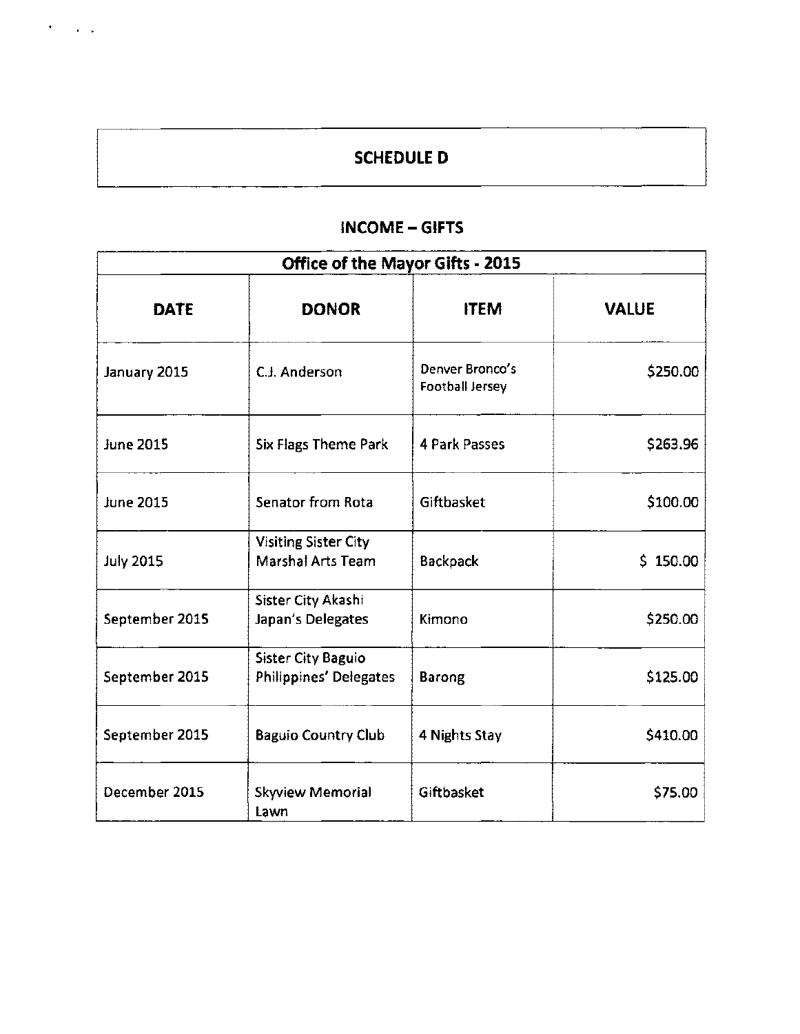## SCHEDULE D

### INCOME – GIFTS

| Office of the Mayor Gifts - 2015 | | | |
|---|---|---|---|
| **DATE** | **DONOR** | **ITEM** | **VALUE** |
| January 2015 | C.J. Anderson | Denver Bronco's Football Jersey | $250.00 |
| June 2015 | Six Flags Theme Park | 4 Park Passes | $263.96 |
| June 2015 | Senator from Rota | Giftbasket | $100.00 |
| July 2015 | Visiting Sister City Marshal Arts Team | Backpack | $ 150.00 |
| September 2015 | Sister City Akashi Japan's Delegates | Kimono | $250.00 |
| September 2015 | Sister City Baguio Philippines' Delegates | Barong | $125.00 |
| September 2015 | Baguio Country Club | 4 Nights Stay | $410.00 |
| December 2015 | Skyview Memorial Lawn | Giftbasket | $75.00 |